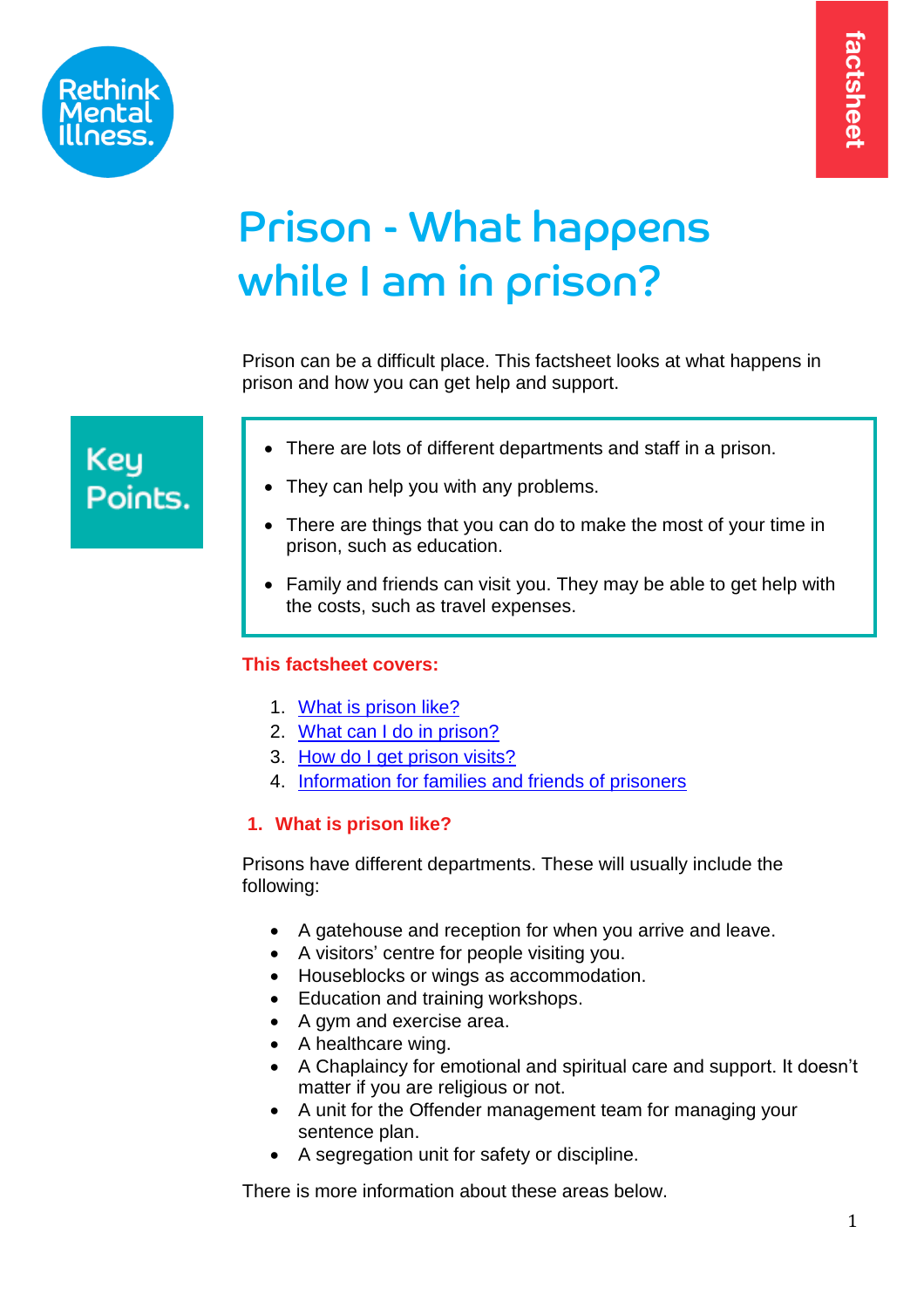Rethink Mental Illness.

factsheet

# Prison - What happens while I am in prison?

Prison can be a difficult place. This factsheet looks at what happens in prison and how you can get help and support.

**Key Points.**

- There are lots of different departments and staff in a prison.
- They can help you with any problems.
- There are things that you can do to make the most of your time in prison, such as education.
- Family and friends can visit you. They may be able to get help with the costs, such as travel expenses.

**This factsheet covers:**

1. What is prison like?
2. What can I do in prison?
3. How do I get prison visits?
4. Information for families and friends of prisoners

## 1. What is prison like?

Prisons have different departments. These will usually include the following:

- A gatehouse and reception for when you arrive and leave.
- A visitors' centre for people visiting you.
- Houseblocks or wings as accommodation.
- Education and training workshops.
- A gym and exercise area.
- A healthcare wing.
- A Chaplaincy for emotional and spiritual care and support. It doesn't matter if you are religious or not.
- A unit for the Offender management team for managing your sentence plan.
- A segregation unit for safety or discipline.

There is more information about these areas below.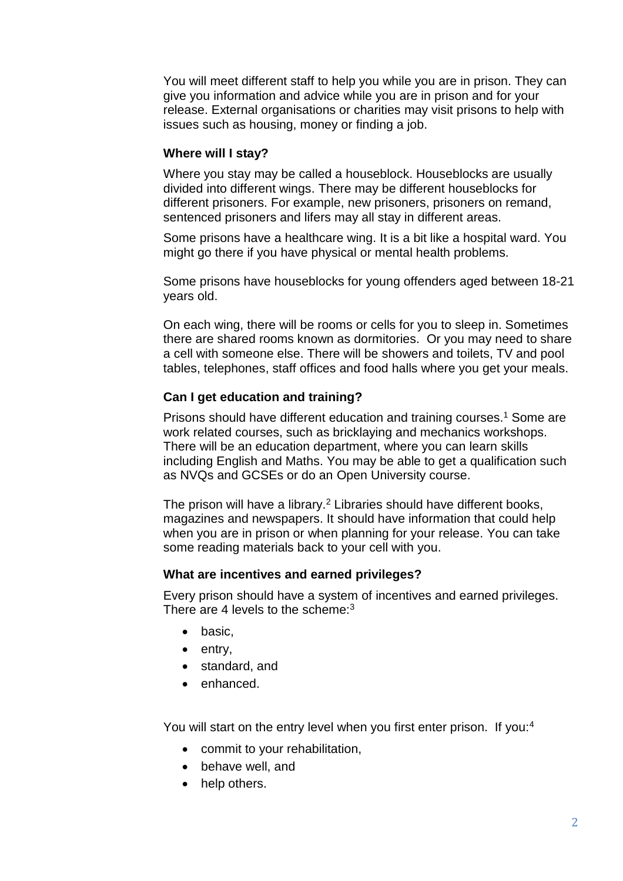You will meet different staff to help you while you are in prison. They can give you information and advice while you are in prison and for your release. External organisations or charities may visit prisons to help with issues such as housing, money or finding a job.

### Where will I stay?

Where you stay may be called a houseblock. Houseblocks are usually divided into different wings. There may be different houseblocks for different prisoners. For example, new prisoners, prisoners on remand, sentenced prisoners and lifers may all stay in different areas.

Some prisons have a healthcare wing. It is a bit like a hospital ward. You might go there if you have physical or mental health problems.

Some prisons have houseblocks for young offenders aged between 18-21 years old.

On each wing, there will be rooms or cells for you to sleep in. Sometimes there are shared rooms known as dormitories. Or you may need to share a cell with someone else. There will be showers and toilets, TV and pool tables, telephones, staff offices and food halls where you get your meals.

### Can I get education and training?

Prisons should have different education and training courses.[1] Some are work related courses, such as bricklaying and mechanics workshops. There will be an education department, where you can learn skills including English and Maths. You may be able to get a qualification such as NVQs and GCSEs or do an Open University course.

The prison will have a library.[2] Libraries should have different books, magazines and newspapers. It should have information that could help when you are in prison or when planning for your release. You can take some reading materials back to your cell with you.

### What are incentives and earned privileges?

Every prison should have a system of incentives and earned privileges. There are 4 levels to the scheme:[3]

- basic,
- entry,
- standard, and
- enhanced.

You will start on the entry level when you first enter prison. If you:[4]

- commit to your rehabilitation,
- behave well, and
- help others.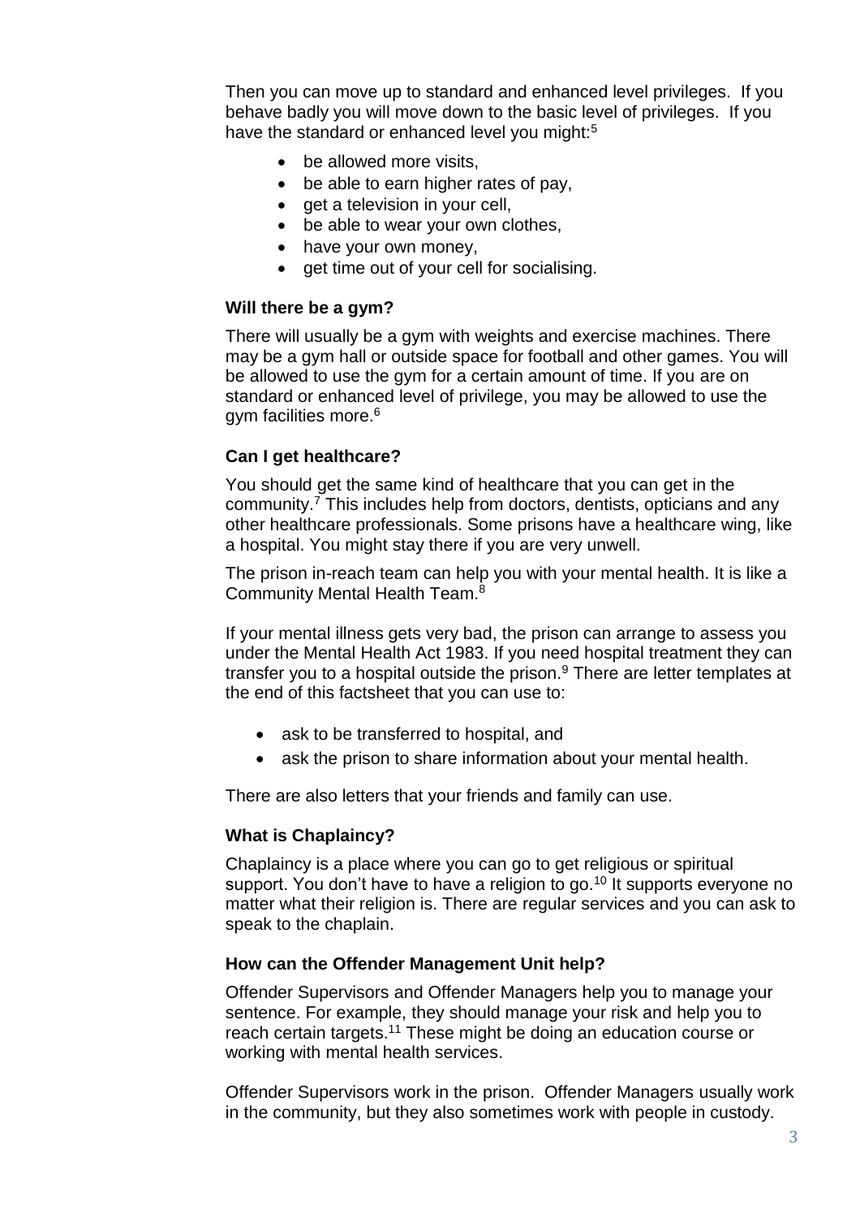Then you can move up to standard and enhanced level privileges. If you behave badly you will move down to the basic level of privileges. If you have the standard or enhanced level you might:[5]

- be allowed more visits,
- be able to earn higher rates of pay,
- get a television in your cell,
- be able to wear your own clothes,
- have your own money,
- get time out of your cell for socialising.

### Will there be a gym?

There will usually be a gym with weights and exercise machines. There may be a gym hall or outside space for football and other games. You will be allowed to use the gym for a certain amount of time. If you are on standard or enhanced level of privilege, you may be allowed to use the gym facilities more.[6]

### Can I get healthcare?

You should get the same kind of healthcare that you can get in the community.[7] This includes help from doctors, dentists, opticians and any other healthcare professionals. Some prisons have a healthcare wing, like a hospital. You might stay there if you are very unwell.

The prison in-reach team can help you with your mental health. It is like a Community Mental Health Team.[8]

If your mental illness gets very bad, the prison can arrange to assess you under the Mental Health Act 1983. If you need hospital treatment they can transfer you to a hospital outside the prison.[9] There are letter templates at the end of this factsheet that you can use to:

- ask to be transferred to hospital, and
- ask the prison to share information about your mental health.

There are also letters that your friends and family can use.

### What is Chaplaincy?

Chaplaincy is a place where you can go to get religious or spiritual support. You don't have to have a religion to go.[10] It supports everyone no matter what their religion is. There are regular services and you can ask to speak to the chaplain.

### How can the Offender Management Unit help?

Offender Supervisors and Offender Managers help you to manage your sentence. For example, they should manage your risk and help you to reach certain targets.[11] These might be doing an education course or working with mental health services.

Offender Supervisors work in the prison. Offender Managers usually work in the community, but they also sometimes work with people in custody.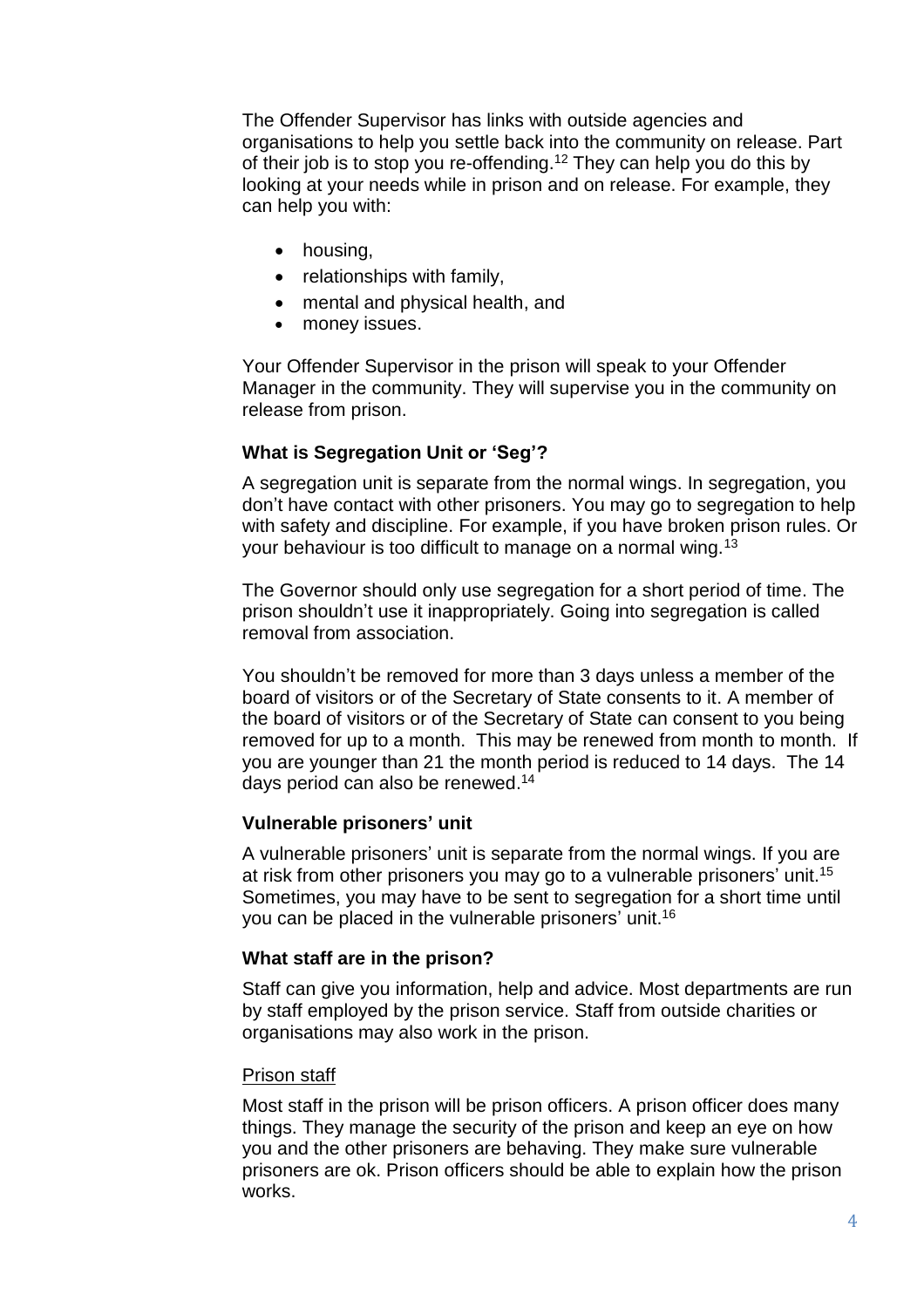The Offender Supervisor has links with outside agencies and organisations to help you settle back into the community on release. Part of their job is to stop you re-offending.[12] They can help you do this by looking at your needs while in prison and on release. For example, they can help you with:

- housing,
- relationships with family,
- mental and physical health, and
- money issues.

Your Offender Supervisor in the prison will speak to your Offender Manager in the community. They will supervise you in the community on release from prison.

### What is Segregation Unit or 'Seg'?

A segregation unit is separate from the normal wings. In segregation, you don't have contact with other prisoners. You may go to segregation to help with safety and discipline. For example, if you have broken prison rules. Or your behaviour is too difficult to manage on a normal wing.[13]

The Governor should only use segregation for a short period of time. The prison shouldn't use it inappropriately. Going into segregation is called removal from association.

You shouldn't be removed for more than 3 days unless a member of the board of visitors or of the Secretary of State consents to it. A member of the board of visitors or of the Secretary of State can consent to you being removed for up to a month. This may be renewed from month to month. If you are younger than 21 the month period is reduced to 14 days. The 14 days period can also be renewed.[14]

### Vulnerable prisoners' unit

A vulnerable prisoners' unit is separate from the normal wings. If you are at risk from other prisoners you may go to a vulnerable prisoners' unit.[15] Sometimes, you may have to be sent to segregation for a short time until you can be placed in the vulnerable prisoners' unit.[16]

### What staff are in the prison?

Staff can give you information, help and advice. Most departments are run by staff employed by the prison service. Staff from outside charities or organisations may also work in the prison.

#### Prison staff

Most staff in the prison will be prison officers. A prison officer does many things. They manage the security of the prison and keep an eye on how you and the other prisoners are behaving. They make sure vulnerable prisoners are ok. Prison officers should be able to explain how the prison works.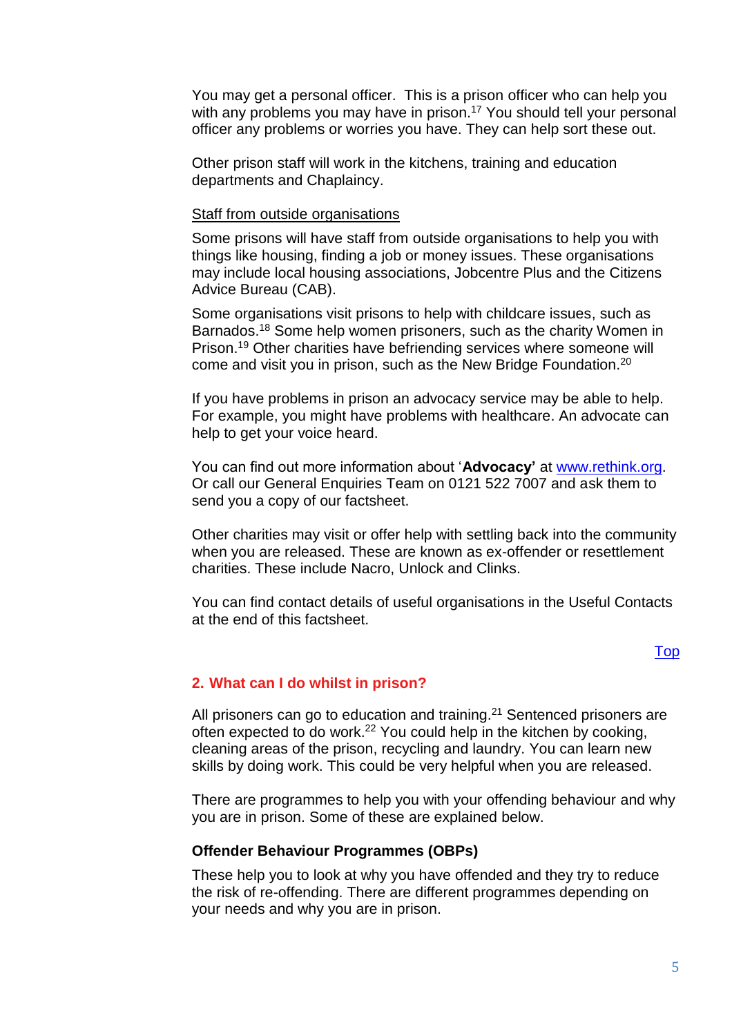You may get a personal officer. This is a prison officer who can help you with any problems you may have in prison.[17] You should tell your personal officer any problems or worries you have. They can help sort these out.

Other prison staff will work in the kitchens, training and education departments and Chaplaincy.

Staff from outside organisations

Some prisons will have staff from outside organisations to help you with things like housing, finding a job or money issues. These organisations may include local housing associations, Jobcentre Plus and the Citizens Advice Bureau (CAB).

Some organisations visit prisons to help with childcare issues, such as Barnados.[18] Some help women prisoners, such as the charity Women in Prison.[19] Other charities have befriending services where someone will come and visit you in prison, such as the New Bridge Foundation.[20]

If you have problems in prison an advocacy service may be able to help. For example, you might have problems with healthcare. An advocate can help to get your voice heard.

You can find out more information about '**Advocacy'** at www.rethink.org. Or call our General Enquiries Team on 0121 522 7007 and ask them to send you a copy of our factsheet.

Other charities may visit or offer help with settling back into the community when you are released. These are known as ex-offender or resettlement charities. These include Nacro, Unlock and Clinks.

You can find contact details of useful organisations in the Useful Contacts at the end of this factsheet.

Top

## 2. What can I do whilst in prison?

All prisoners can go to education and training.[21] Sentenced prisoners are often expected to do work.[22] You could help in the kitchen by cooking, cleaning areas of the prison, recycling and laundry. You can learn new skills by doing work. This could be very helpful when you are released.

There are programmes to help you with your offending behaviour and why you are in prison. Some of these are explained below.

### Offender Behaviour Programmes (OBPs)

These help you to look at why you have offended and they try to reduce the risk of re-offending. There are different programmes depending on your needs and why you are in prison.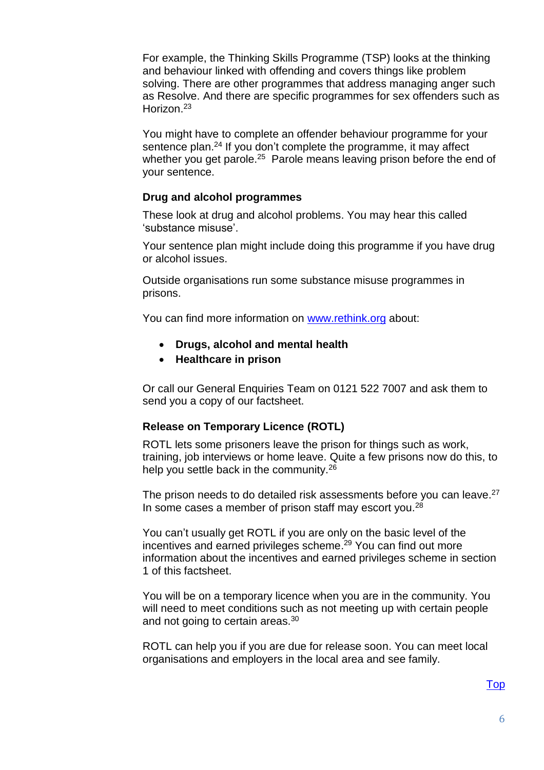For example, the Thinking Skills Programme (TSP) looks at the thinking and behaviour linked with offending and covers things like problem solving. There are other programmes that address managing anger such as Resolve. And there are specific programmes for sex offenders such as Horizon.[23]

You might have to complete an offender behaviour programme for your sentence plan.[24] If you don't complete the programme, it may affect whether you get parole.[25] Parole means leaving prison before the end of your sentence.

### Drug and alcohol programmes

These look at drug and alcohol problems. You may hear this called 'substance misuse'.

Your sentence plan might include doing this programme if you have drug or alcohol issues.

Outside organisations run some substance misuse programmes in prisons.

You can find more information on [www.rethink.org](http://www.rethink.org) about:

- **Drugs, alcohol and mental health**
- **Healthcare in prison**

Or call our General Enquiries Team on 0121 522 7007 and ask them to send you a copy of our factsheet.

### Release on Temporary Licence (ROTL)

ROTL lets some prisoners leave the prison for things such as work, training, job interviews or home leave. Quite a few prisons now do this, to help you settle back in the community.[26]

The prison needs to do detailed risk assessments before you can leave.[27] In some cases a member of prison staff may escort you.[28]

You can't usually get ROTL if you are only on the basic level of the incentives and earned privileges scheme.[29] You can find out more information about the incentives and earned privileges scheme in section 1 of this factsheet.

You will be on a temporary licence when you are in the community. You will need to meet conditions such as not meeting up with certain people and not going to certain areas.[30]

ROTL can help you if you are due for release soon. You can meet local organisations and employers in the local area and see family.

Top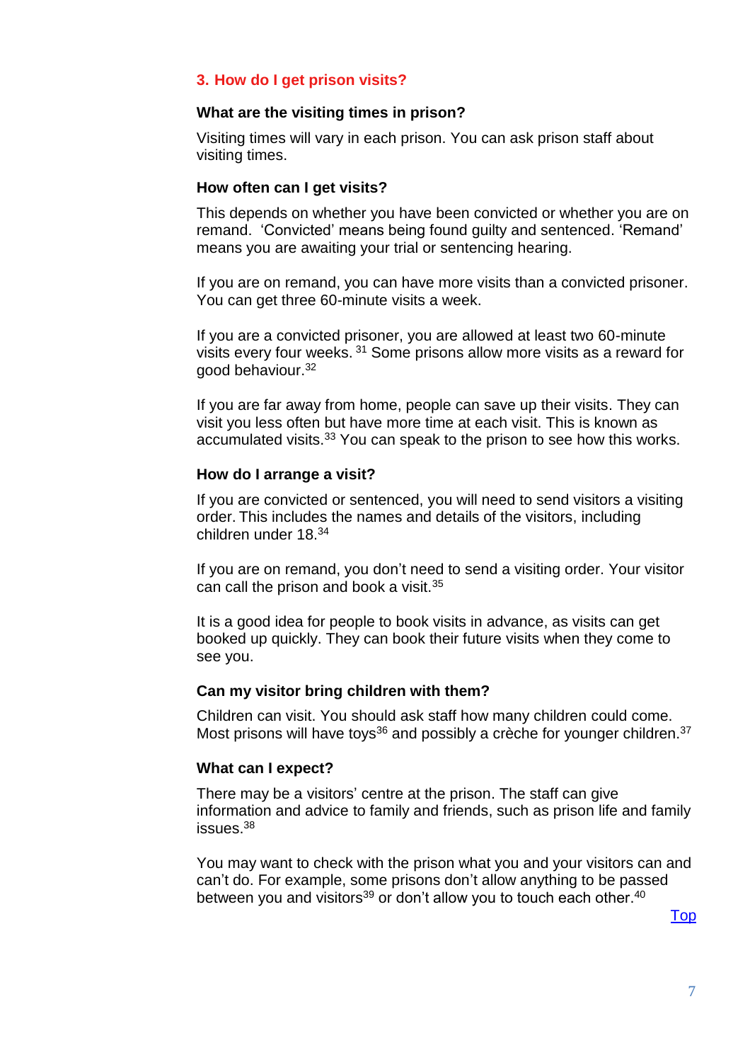## 3. How do I get prison visits?

### What are the visiting times in prison?

Visiting times will vary in each prison. You can ask prison staff about visiting times.

### How often can I get visits?

This depends on whether you have been convicted or whether you are on remand. 'Convicted' means being found guilty and sentenced. 'Remand' means you are awaiting your trial or sentencing hearing.

If you are on remand, you can have more visits than a convicted prisoner. You can get three 60-minute visits a week.

If you are a convicted prisoner, you are allowed at least two 60-minute visits every four weeks. [31] Some prisons allow more visits as a reward for good behaviour.[32]

If you are far away from home, people can save up their visits. They can visit you less often but have more time at each visit. This is known as accumulated visits.[33] You can speak to the prison to see how this works.

### How do I arrange a visit?

If you are convicted or sentenced, you will need to send visitors a visiting order. This includes the names and details of the visitors, including children under 18.[34]

If you are on remand, you don't need to send a visiting order. Your visitor can call the prison and book a visit.[35]

It is a good idea for people to book visits in advance, as visits can get booked up quickly. They can book their future visits when they come to see you.

### Can my visitor bring children with them?

Children can visit. You should ask staff how many children could come. Most prisons will have toys[36] and possibly a crèche for younger children.[37]

### What can I expect?

There may be a visitors' centre at the prison. The staff can give information and advice to family and friends, such as prison life and family issues.[38]

You may want to check with the prison what you and your visitors can and can't do. For example, some prisons don't allow anything to be passed between you and visitors[39] or don't allow you to touch each other.[40]

Top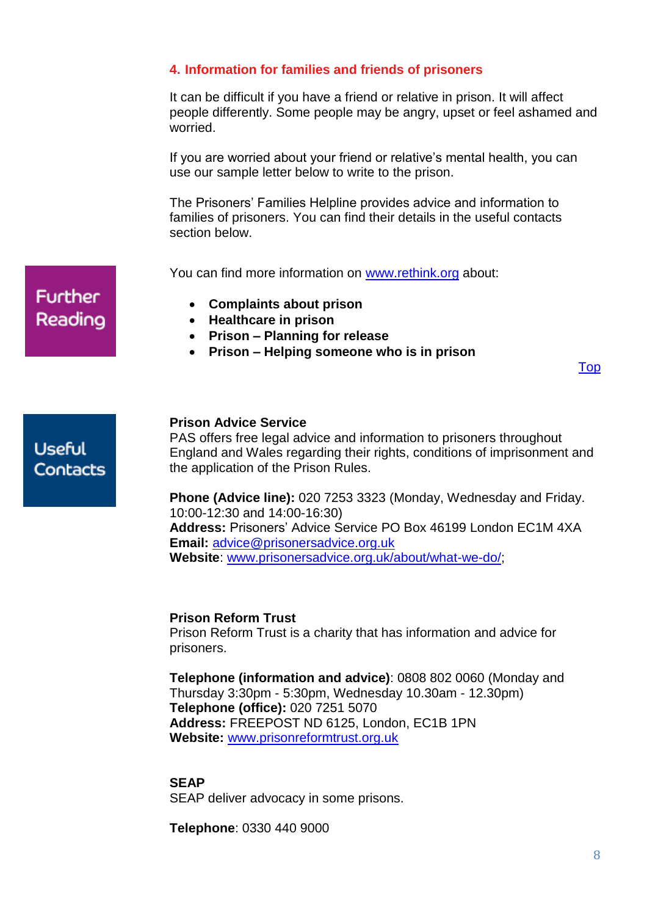## 4. Information for families and friends of prisoners

It can be difficult if you have a friend or relative in prison. It will affect people differently. Some people may be angry, upset or feel ashamed and worried.

If you are worried about your friend or relative's mental health, you can use our sample letter below to write to the prison.

The Prisoners' Families Helpline provides advice and information to families of prisoners. You can find their details in the useful contacts section below.

**Further Reading**

You can find more information on [www.rethink.org](http://www.rethink.org) about:

- **Complaints about prison**
- **Healthcare in prison**
- **Prison – Planning for release**
- **Prison – Helping someone who is in prison**

[Top]

**Useful Contacts**

**Prison Advice Service**
PAS offers free legal advice and information to prisoners throughout England and Wales regarding their rights, conditions of imprisonment and the application of the Prison Rules.

**Phone (Advice line):** 020 7253 3323 (Monday, Wednesday and Friday. 10:00-12:30 and 14:00-16:30)
**Address:** Prisoners' Advice Service PO Box 46199 London EC1M 4XA
**Email:** [advice@prisonersadvice.org.uk](mailto:advice@prisonersadvice.org.uk)
**Website**: [www.prisonersadvice.org.uk/about/what-we-do/](http://www.prisonersadvice.org.uk/about/what-we-do/);

**Prison Reform Trust**
Prison Reform Trust is a charity that has information and advice for prisoners.

**Telephone (information and advice)**: 0808 802 0060 (Monday and Thursday 3:30pm - 5:30pm, Wednesday 10.30am - 12.30pm)
**Telephone (office):** 020 7251 5070
**Address:** FREEPOST ND 6125, London, EC1B 1PN
**Website:** [www.prisonreformtrust.org.uk](http://www.prisonreformtrust.org.uk)

**SEAP**
SEAP deliver advocacy in some prisons.

**Telephone**: 0330 440 9000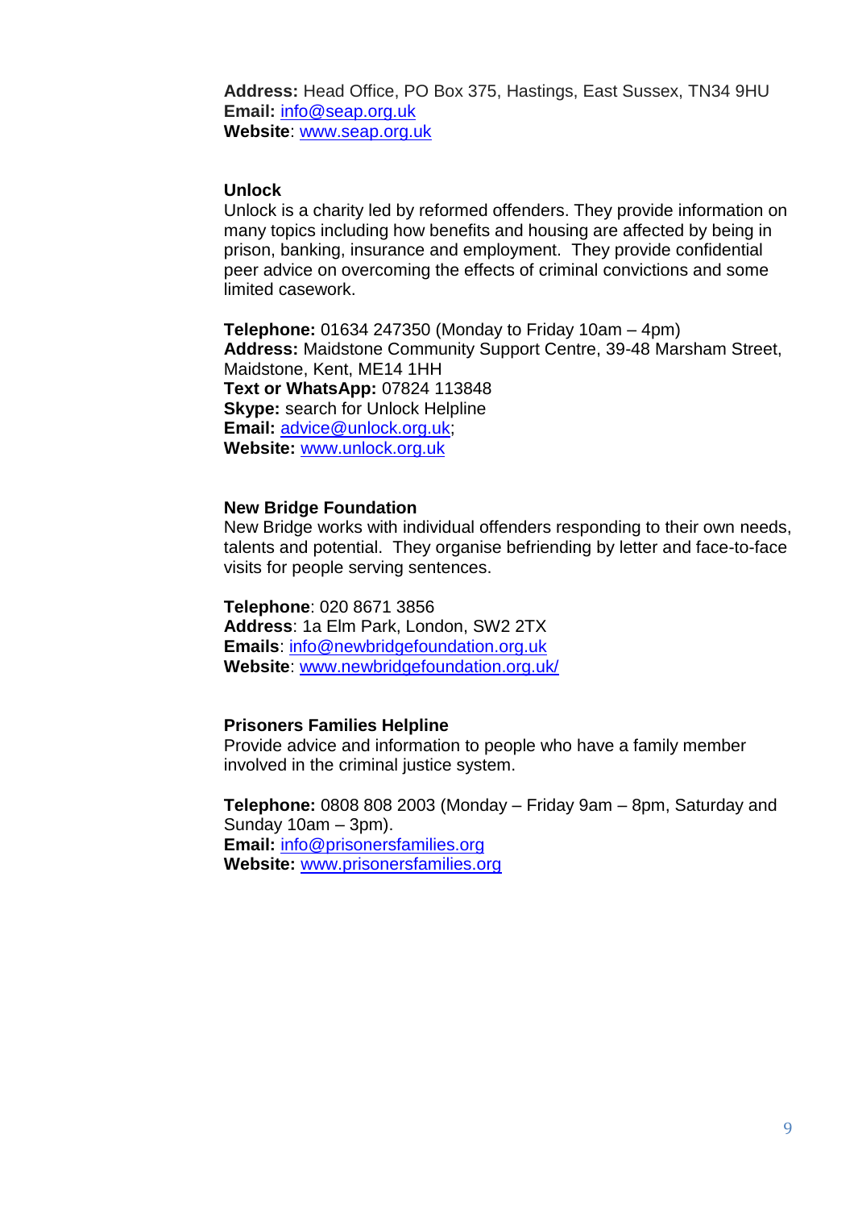**Address:** Head Office, PO Box 375, Hastings, East Sussex, TN34 9HU
**Email:** info@seap.org.uk
**Website**: www.seap.org.uk

### Unlock

Unlock is a charity led by reformed offenders. They provide information on many topics including how benefits and housing are affected by being in prison, banking, insurance and employment. They provide confidential peer advice on overcoming the effects of criminal convictions and some limited casework.

**Telephone:** 01634 247350 (Monday to Friday 10am – 4pm)
**Address:** Maidstone Community Support Centre, 39-48 Marsham Street, Maidstone, Kent, ME14 1HH
**Text or WhatsApp:** 07824 113848
**Skype:** search for Unlock Helpline
**Email:** advice@unlock.org.uk;
**Website:** www.unlock.org.uk

### New Bridge Foundation

New Bridge works with individual offenders responding to their own needs, talents and potential. They organise befriending by letter and face-to-face visits for people serving sentences.

**Telephone**: 020 8671 3856
**Address**: 1a Elm Park, London, SW2 2TX
**Emails**: info@newbridgefoundation.org.uk
**Website**: www.newbridgefoundation.org.uk/

### Prisoners Families Helpline

Provide advice and information to people who have a family member involved in the criminal justice system.

**Telephone:** 0808 808 2003 (Monday – Friday 9am – 8pm, Saturday and Sunday 10am – 3pm).
**Email:** info@prisonersfamilies.org
**Website:** www.prisonersfamilies.org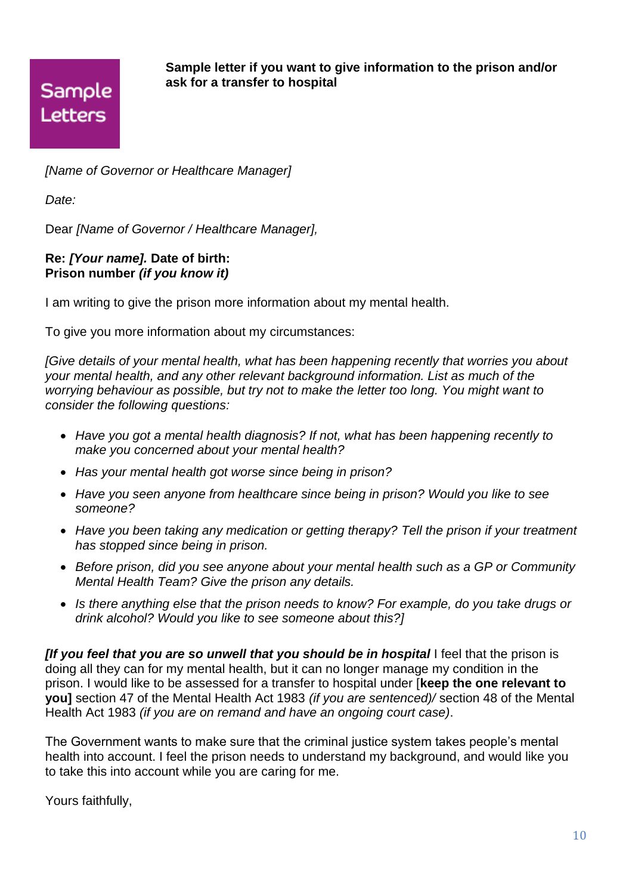Sample Letters

**Sample letter if you want to give information to the prison and/or ask for a transfer to hospital**

*[Name of Governor or Healthcare Manager]*

*Date:*

Dear *[Name of Governor / Healthcare Manager],*

**Re: *[Your name].* Date of birth:**
**Prison number *(if you know it)***

I am writing to give the prison more information about my mental health.

To give you more information about my circumstances:

*[Give details of your mental health, what has been happening recently that worries you about your mental health, and any other relevant background information. List as much of the worrying behaviour as possible, but try not to make the letter too long. You might want to consider the following questions:*

- *Have you got a mental health diagnosis? If not, what has been happening recently to make you concerned about your mental health?*
- *Has your mental health got worse since being in prison?*
- *Have you seen anyone from healthcare since being in prison? Would you like to see someone?*
- *Have you been taking any medication or getting therapy? Tell the prison if your treatment has stopped since being in prison.*
- *Before prison, did you see anyone about your mental health such as a GP or Community Mental Health Team? Give the prison any details.*
- *Is there anything else that the prison needs to know? For example, do you take drugs or drink alcohol? Would you like to see someone about this?]*

***[If you feel that you are so unwell that you should be in hospital*** I feel that the prison is doing all they can for my mental health, but it can no longer manage my condition in the prison. I would like to be assessed for a transfer to hospital under [**keep the one relevant to you]** section 47 of the Mental Health Act 1983 *(if you are sentenced)/* section 48 of the Mental Health Act 1983 *(if you are on remand and have an ongoing court case)*.

The Government wants to make sure that the criminal justice system takes people's mental health into account. I feel the prison needs to understand my background, and would like you to take this into account while you are caring for me.

Yours faithfully,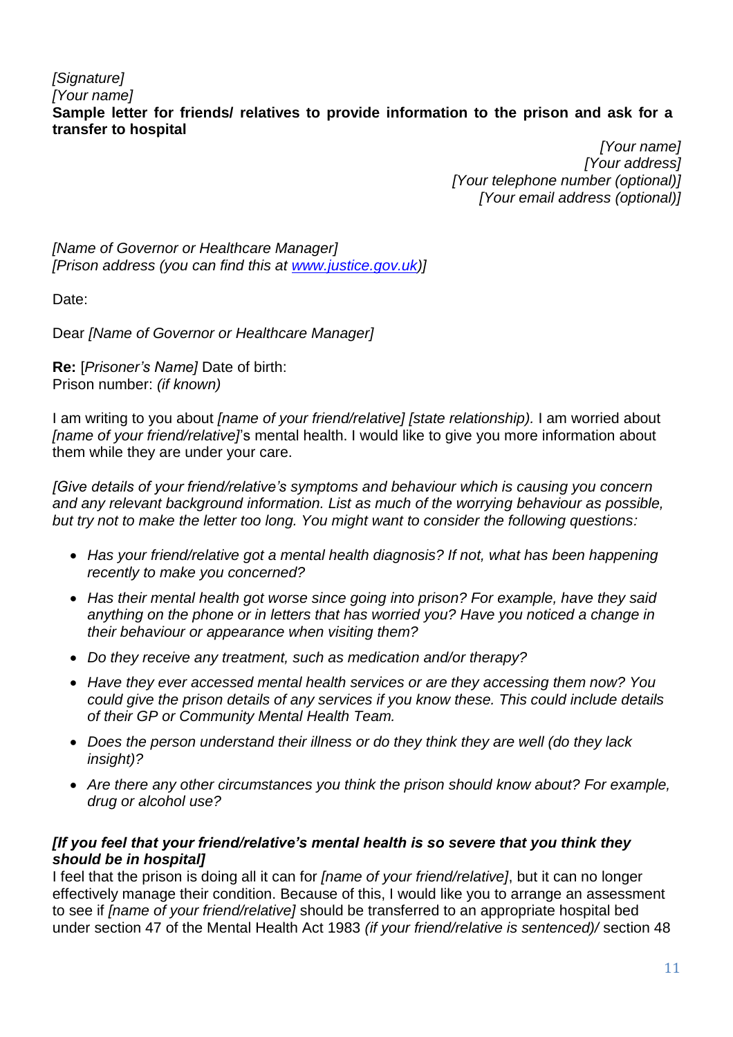*[Signature]*
*[Your name]*

**Sample letter for friends/ relatives to provide information to the prison and ask for a transfer to hospital**

*[Your name]*
*[Your address]*
*[Your telephone number (optional)]*
*[Your email address (optional)]*

*[Name of Governor or Healthcare Manager]*
*[Prison address (you can find this at www.justice.gov.uk)]*

Date:

Dear *[Name of Governor or Healthcare Manager]*

**Re:** [*Prisoner's Name]* Date of birth:
Prison number: *(if known)*

I am writing to you about *[name of your friend/relative] [state relationship).* I am worried about *[name of your friend/relative]*'s mental health. I would like to give you more information about them while they are under your care.

*[Give details of your friend/relative's symptoms and behaviour which is causing you concern and any relevant background information. List as much of the worrying behaviour as possible, but try not to make the letter too long. You might want to consider the following questions:*

- *Has your friend/relative got a mental health diagnosis? If not, what has been happening recently to make you concerned?*
- *Has their mental health got worse since going into prison? For example, have they said anything on the phone or in letters that has worried you? Have you noticed a change in their behaviour or appearance when visiting them?*
- *Do they receive any treatment, such as medication and/or therapy?*
- *Have they ever accessed mental health services or are they accessing them now? You could give the prison details of any services if you know these. This could include details of their GP or Community Mental Health Team.*
- *Does the person understand their illness or do they think they are well (do they lack insight)?*
- *Are there any other circumstances you think the prison should know about? For example, drug or alcohol use?*

***[If you feel that your friend/relative's mental health is so severe that you think they should be in hospital]***
I feel that the prison is doing all it can for *[name of your friend/relative]*, but it can no longer effectively manage their condition. Because of this, I would like you to arrange an assessment to see if *[name of your friend/relative]* should be transferred to an appropriate hospital bed under section 47 of the Mental Health Act 1983 *(if your friend/relative is sentenced)/* section 48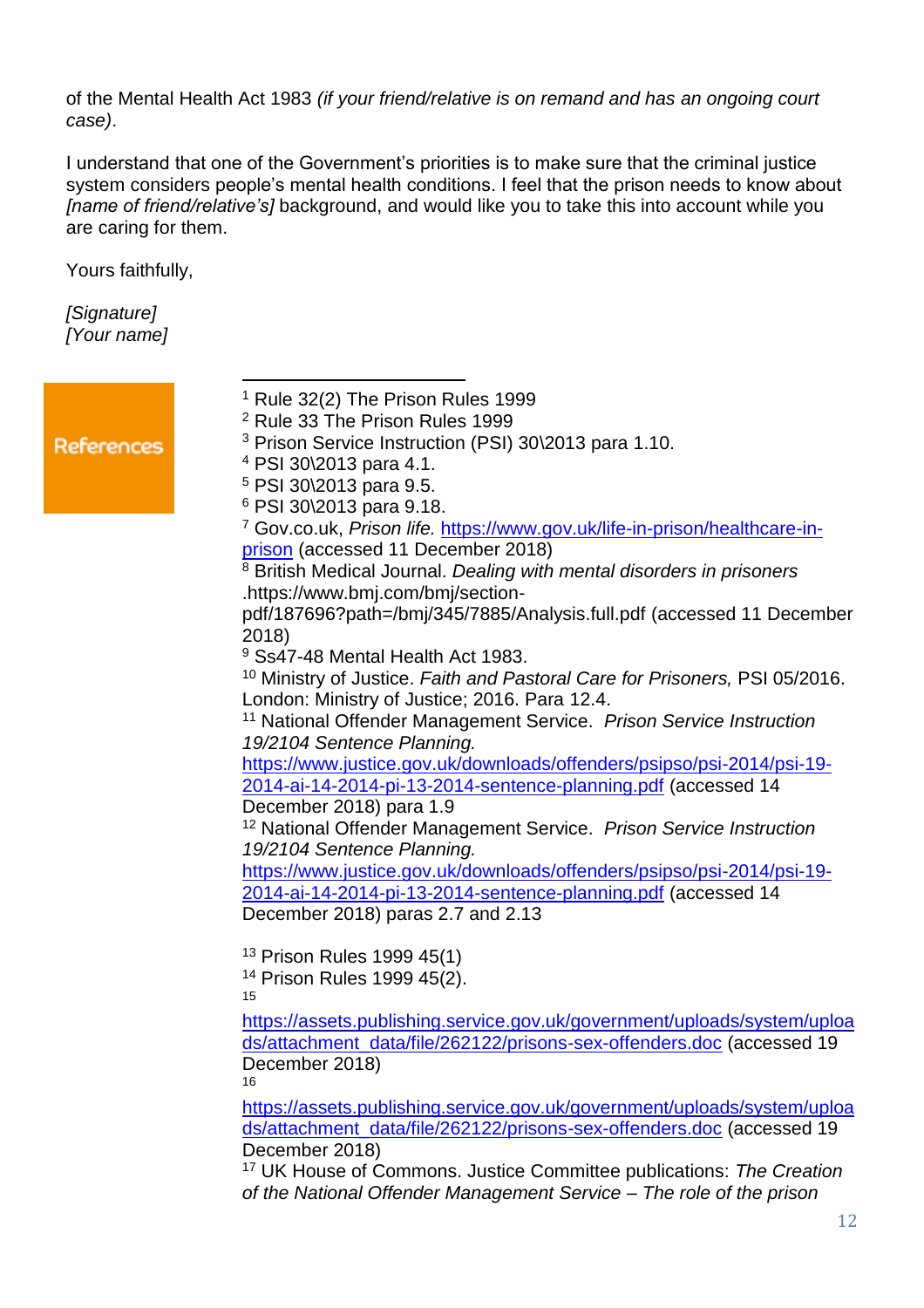of the Mental Health Act 1983 *(if your friend/relative is on remand and has an ongoing court case)*.

I understand that one of the Government's priorities is to make sure that the criminal justice system considers people's mental health conditions. I feel that the prison needs to know about *[name of friend/relative's]* background, and would like you to take this into account while you are caring for them.

Yours faithfully,

*[Signature]*
*[Your name]*

## References

[1] Rule 32(2) The Prison Rules 1999

[2] Rule 33 The Prison Rules 1999

[3] Prison Service Instruction (PSI) 30\2013 para 1.10.

[4] PSI 30\2013 para 4.1.

[5] PSI 30\2013 para 9.5.

[6] PSI 30\2013 para 9.18.

[7] Gov.co.uk, *Prison life.* https://www.gov.uk/life-in-prison/healthcare-in-prison (accessed 11 December 2018)

[8] British Medical Journal. *Dealing with mental disorders in prisoners* .https://www.bmj.com/bmj/section-pdf/187696?path=/bmj/345/7885/Analysis.full.pdf (accessed 11 December 2018)

[9] Ss47-48 Mental Health Act 1983.

[10] Ministry of Justice. *Faith and Pastoral Care for Prisoners,* PSI 05/2016. London: Ministry of Justice; 2016. Para 12.4.

[11] National Offender Management Service. *Prison Service Instruction 19/2104 Sentence Planning.* https://www.justice.gov.uk/downloads/offenders/psipso/psi-2014/psi-19-2014-ai-14-2014-pi-13-2014-sentence-planning.pdf (accessed 14 December 2018) para 1.9

[12] National Offender Management Service. *Prison Service Instruction 19/2104 Sentence Planning.* https://www.justice.gov.uk/downloads/offenders/psipso/psi-2014/psi-19-2014-ai-14-2014-pi-13-2014-sentence-planning.pdf (accessed 14 December 2018) paras 2.7 and 2.13

[13] Prison Rules 1999 45(1)

[14] Prison Rules 1999 45(2).

[15] https://assets.publishing.service.gov.uk/government/uploads/system/uploads/attachment_data/file/262122/prisons-sex-offenders.doc (accessed 19 December 2018)

[16] https://assets.publishing.service.gov.uk/government/uploads/system/uploads/attachment_data/file/262122/prisons-sex-offenders.doc (accessed 19 December 2018)

[17] UK House of Commons. Justice Committee publications: *The Creation of the National Offender Management Service – The role of the prison*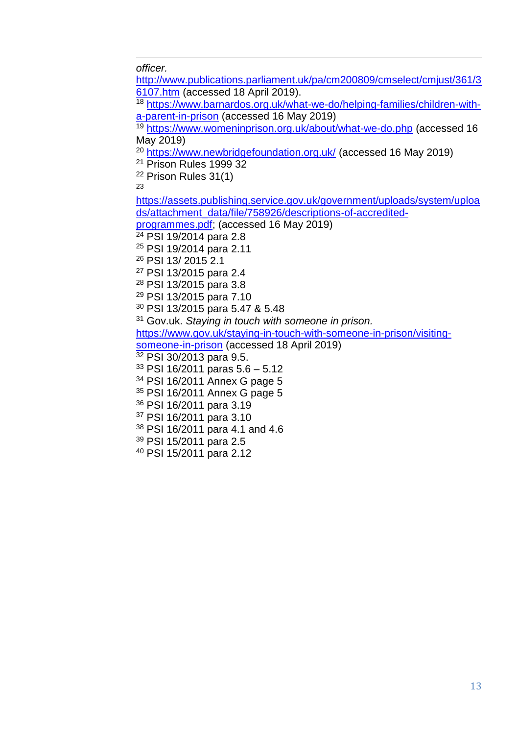*officer.* http://www.publications.parliament.uk/pa/cm200809/cmselect/cmjust/361/36107.htm (accessed 18 April 2019).

[18] https://www.barnardos.org.uk/what-we-do/helping-families/children-with-a-parent-in-prison (accessed 16 May 2019)

[19] https://www.womeninprison.org.uk/about/what-we-do.php (accessed 16 May 2019)

[20] https://www.newbridgefoundation.org.uk/ (accessed 16 May 2019)

[21] Prison Rules 1999 32

[22] Prison Rules 31(1)

[23] https://assets.publishing.service.gov.uk/government/uploads/system/uploads/attachment_data/file/758926/descriptions-of-accredited-programmes.pdf; (accessed 16 May 2019)

[24] PSI 19/2014 para 2.8

[25] PSI 19/2014 para 2.11

[26] PSI 13/ 2015 2.1

[27] PSI 13/2015 para 2.4

[28] PSI 13/2015 para 3.8

[29] PSI 13/2015 para 7.10

[30] PSI 13/2015 para 5.47 & 5.48

[31] Gov.uk. *Staying in touch with someone in prison.* https://www.gov.uk/staying-in-touch-with-someone-in-prison/visiting-someone-in-prison (accessed 18 April 2019)

[32] PSI 30/2013 para 9.5.

[33] PSI 16/2011 paras 5.6 – 5.12

[34] PSI 16/2011 Annex G page 5

[35] PSI 16/2011 Annex G page 5

[36] PSI 16/2011 para 3.19

[37] PSI 16/2011 para 3.10

[38] PSI 16/2011 para 4.1 and 4.6

[39] PSI 15/2011 para 2.5

[40] PSI 15/2011 para 2.12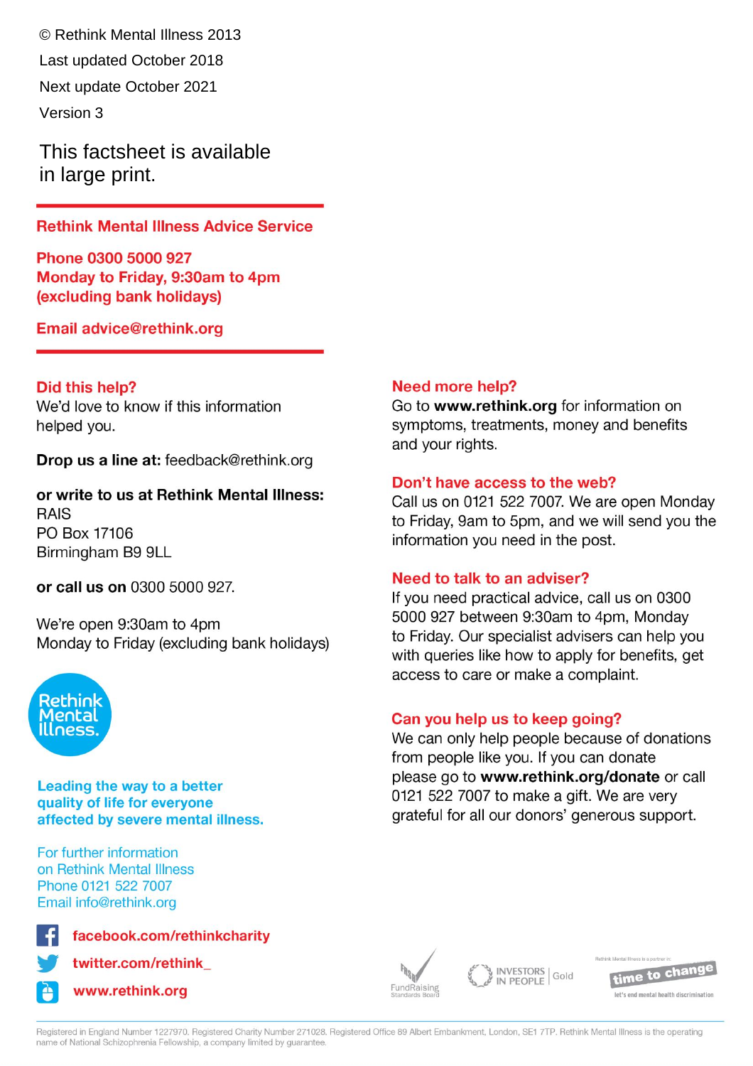© Rethink Mental Illness 2013

Last updated October 2018

Next update October 2021

Version 3

This factsheet is available in large print.

**Rethink Mental Illness Advice Service**

**Phone 0300 5000 927**
**Monday to Friday, 9:30am to 4pm**
**(excluding bank holidays)**

**Email advice@rethink.org**

## Did this help?

We'd love to know if this information helped you.

**Drop us a line at:** feedback@rethink.org

**or write to us at Rethink Mental Illness:**
RAIS
PO Box 17106
Birmingham B9 9LL

**or call us on** 0300 5000 927.

We're open 9:30am to 4pm
Monday to Friday (excluding bank holidays)

Rethink Mental Illness.

**Leading the way to a better quality of life for everyone affected by severe mental illness.**

For further information on Rethink Mental Illness
Phone 0121 522 7007
Email info@rethink.org

facebook.com/rethinkcharity

twitter.com/rethink_

www.rethink.org

## Need more help?

Go to **www.rethink.org** for information on symptoms, treatments, money and benefits and your rights.

## Don't have access to the web?

Call us on 0121 522 7007. We are open Monday to Friday, 9am to 5pm, and we will send you the information you need in the post.

## Need to talk to an adviser?

If you need practical advice, call us on 0300 5000 927 between 9:30am to 4pm, Monday to Friday. Our specialist advisers can help you with queries like how to apply for benefits, get access to care or make a complaint.

## Can you help us to keep going?

We can only help people because of donations from people like you. If you can donate please go to **www.rethink.org/donate** or call 0121 522 7007 to make a gift. We are very grateful for all our donors' generous support.

FundRaising Standards Board

INVESTORS IN PEOPLE | Gold

Rethink Mental Illness is a partner in: time to change — let's end mental health discrimination

Registered in England Number 1227970. Registered Charity Number 271028. Registered Office 89 Albert Embankment, London, SE1 7TP. Rethink Mental Illness is the operating name of National Schizophrenia Fellowship, a company limited by guarantee.